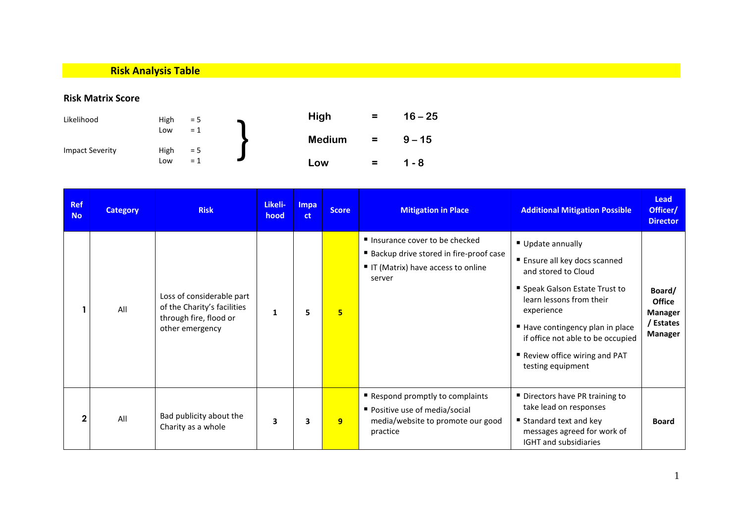# Risk Analysis Table

**Risk Matrix Score**

| | | |
|---|---|---|
| Likelihood | High | = 5 |
| | Low | = 1 |
| Impact Severity | High | = 5 |
| | Low | = 1 |

| | | |
|---|---|---|
| **High** | **=** | **16 – 25** |
| **Medium** | **=** | **9 – 15** |
| **Low** | **=** | **1 - 8** |

| Ref No | Category | Risk | Likeli-hood | Impact | Score | Mitigation in Place | Additional Mitigation Possible | Lead Officer/ Director |
|---|---|---|---|---|---|---|---|---|
| **1** | All | Loss of considerable part of the Charity's facilities through fire, flood or other emergency | **1** | **5** | **5** | ▪ Insurance cover to be checked<br>▪ Backup drive stored in fire-proof case<br>▪ IT (Matrix) have access to online server | ▪ Update annually<br>▪ Ensure all key docs scanned and stored to Cloud<br>▪ Speak Galson Estate Trust to learn lessons from their experience<br>▪ Have contingency plan in place if office not able to be occupied<br>▪ Review office wiring and PAT testing equipment | **Board/ Office Manager / Estates Manager** |
| **2** | All | Bad publicity about the Charity as a whole | **3** | **3** | **9** | ▪ Respond promptly to complaints<br>▪ Positive use of media/social media/website to promote our good practice | ▪ Directors have PR training to take lead on responses<br>▪ Standard text and key messages agreed for work of IGHT and subsidiaries | **Board** |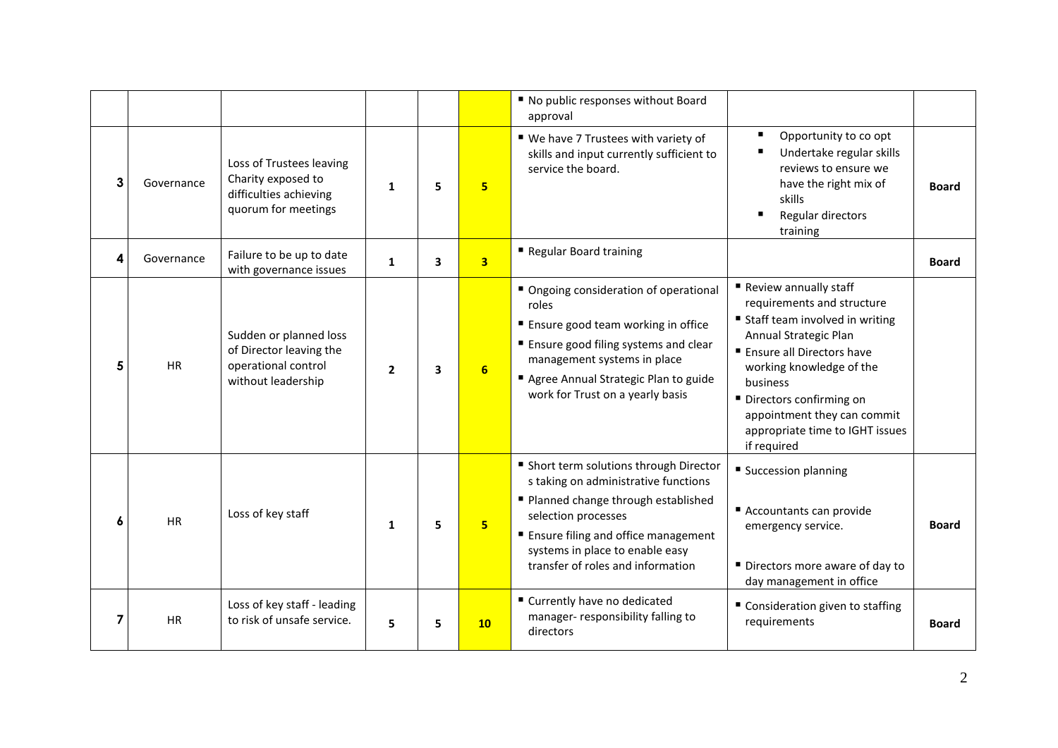| | | | | | | | | |
|---|---|---|---|---|---|---|---|---|
| | | | | | | ▪ No public responses without Board approval | | |
| 3 | Governance | Loss of Trustees leaving Charity exposed to difficulties achieving quorum for meetings | 1 | 5 | 5 | ▪ We have 7 Trustees with variety of skills and input currently sufficient to service the board. | ▪ Opportunity to co opt<br>▪ Undertake regular skills reviews to ensure we have the right mix of skills<br>▪ Regular directors training | **Board** |
| 4 | Governance | Failure to be up to date with governance issues | 1 | 3 | 3 | ▪ Regular Board training | | **Board** |
| 5 | HR | Sudden or planned loss of Director leaving the operational control without leadership | 2 | 3 | 6 | ▪ Ongoing consideration of operational roles<br>▪ Ensure good team working in office<br>▪ Ensure good filing systems and clear management systems in place<br>▪ Agree Annual Strategic Plan to guide work for Trust on a yearly basis | ▪ Review annually staff requirements and structure<br>▪ Staff team involved in writing Annual Strategic Plan<br>▪ Ensure all Directors have working knowledge of the business<br>▪ Directors confirming on appointment they can commit appropriate time to IGHT issues if required | |
| 6 | HR | Loss of key staff | 1 | 5 | 5 | ▪ Short term solutions through Director s taking on administrative functions<br>▪ Planned change through established selection processes<br>▪ Ensure filing and office management systems in place to enable easy transfer of roles and information | ▪ Succession planning<br>▪ Accountants can provide emergency service.<br>▪ Directors more aware of day to day management in office | **Board** |
| 7 | HR | Loss of key staff - leading to risk of unsafe service. | 5 | 5 | 10 | ▪ Currently have no dedicated manager- responsibility falling to directors | ▪ Consideration given to staffing requirements | **Board** |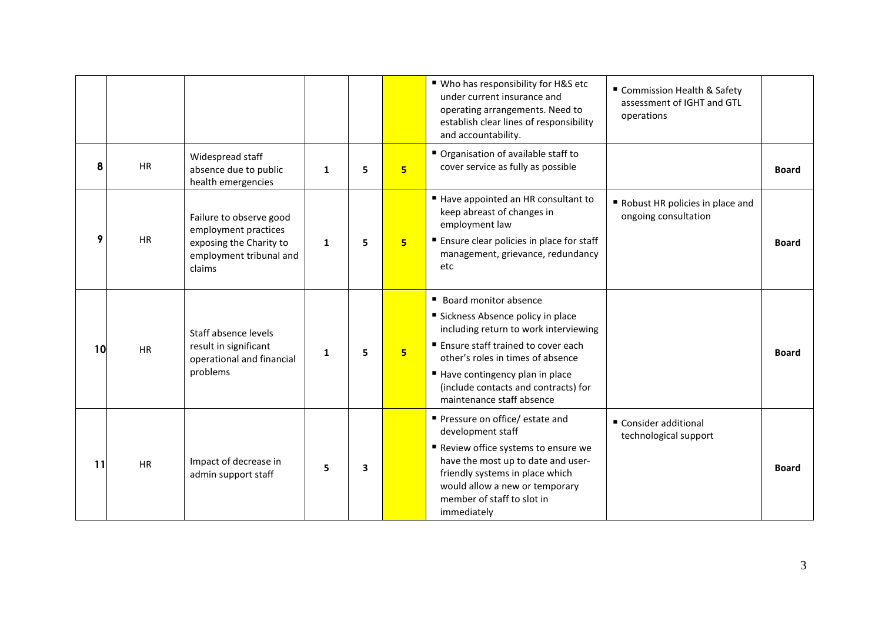| | | | | | | | | |
|---|---|---|---|---|---|---|---|---|
| | | | | | | ▪ Who has responsibility for H&S etc under current insurance and operating arrangements. Need to establish clear lines of responsibility and accountability. | ▪ Commission Health & Safety assessment of IGHT and GTL operations | |
| **8** | HR | Widespread staff absence due to public health emergencies | **1** | **5** | **5** | ▪ Organisation of available staff to cover service as fully as possible | | **Board** |
| **9** | HR | Failure to observe good employment practices exposing the Charity to employment tribunal and claims | **1** | **5** | **5** | ▪ Have appointed an HR consultant to keep abreast of changes in employment law<br>▪ Ensure clear policies in place for staff management, grievance, redundancy etc | ▪ Robust HR policies in place and ongoing consultation | **Board** |
| **10** | HR | Staff absence levels result in significant operational and financial problems | **1** | **5** | **5** | ▪ Board monitor absence<br>▪ Sickness Absence policy in place including return to work interviewing<br>▪ Ensure staff trained to cover each other's roles in times of absence<br>▪ Have contingency plan in place (include contacts and contracts) for maintenance staff absence | | **Board** |
| **11** | HR | Impact of decrease in admin support staff | **5** | **3** | | ▪ Pressure on office/ estate and development staff<br>▪ Review office systems to ensure we have the most up to date and user-friendly systems in place which would allow a new or temporary member of staff to slot in immediately | ▪ Consider additional technological support | **Board** |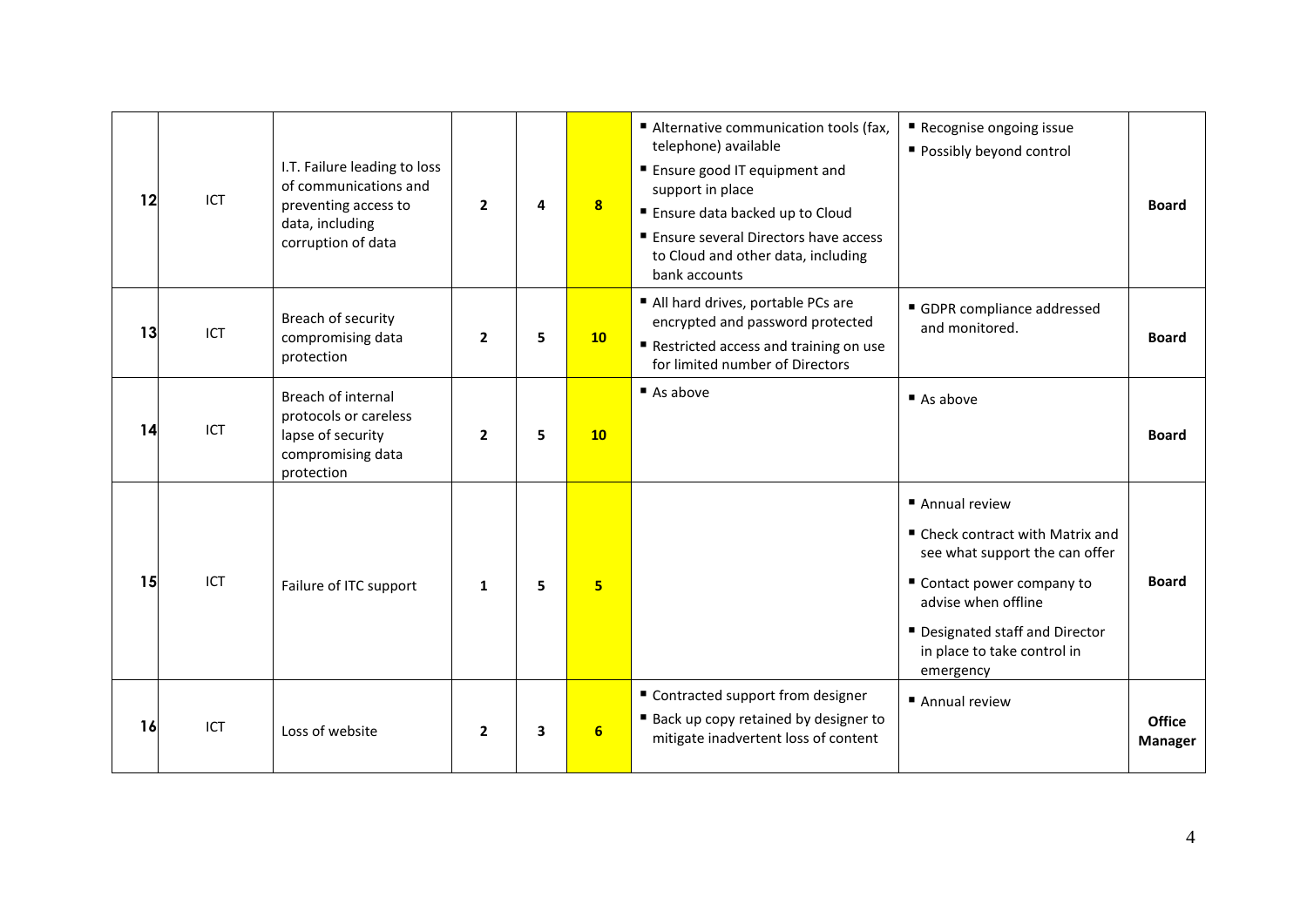| | | | | | | | | |
|---|---|---|---|---|---|---|---|---|
| **12** | ICT | I.T. Failure leading to loss of communications and preventing access to data, including corruption of data | **2** | **4** | **8** | ▪ Alternative communication tools (fax, telephone) available<br>▪ Ensure good IT equipment and support in place<br>▪ Ensure data backed up to Cloud<br>▪ Ensure several Directors have access to Cloud and other data, including bank accounts | ▪ Recognise ongoing issue<br>▪ Possibly beyond control | **Board** |
| **13** | ICT | Breach of security compromising data protection | **2** | **5** | **10** | ▪ All hard drives, portable PCs are encrypted and password protected<br>▪ Restricted access and training on use for limited number of Directors | ▪ GDPR compliance addressed and monitored. | **Board** |
| **14** | ICT | Breach of internal protocols or careless lapse of security compromising data protection | **2** | **5** | **10** | ▪ As above | ▪ As above | **Board** |
| **15** | ICT | Failure of ITC support | **1** | **5** | **5** | | ▪ Annual review<br>▪ Check contract with Matrix and see what support the can offer<br>▪ Contact power company to advise when offline<br>▪ Designated staff and Director in place to take control in emergency | **Board** |
| **16** | ICT | Loss of website | **2** | **3** | **6** | ▪ Contracted support from designer<br>▪ Back up copy retained by designer to mitigate inadvertent loss of content | ▪ Annual review | **Office Manager** |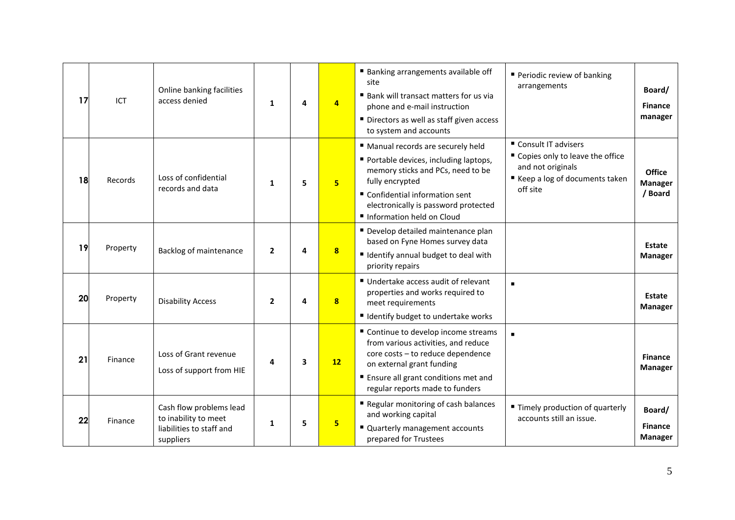| | | | | | | | | |
|---|---|---|---|---|---|---|---|---|
| **17** | ICT | Online banking facilities access denied | **1** | **4** | **4** | ▪ Banking arrangements available off site<br>▪ Bank will transact matters for us via phone and e-mail instruction<br>▪ Directors as well as staff given access to system and accounts | ▪ Periodic review of banking arrangements | **Board/ Finance manager** |
| **18** | Records | Loss of confidential records and data | **1** | **5** | **5** | ▪ Manual records are securely held<br>▪ Portable devices, including laptops, memory sticks and PCs, need to be fully encrypted<br>▪ Confidential information sent electronically is password protected<br>▪ Information held on Cloud | ▪ Consult IT advisers<br>▪ Copies only to leave the office and not originals<br>▪ Keep a log of documents taken off site | **Office Manager / Board** |
| **19** | Property | Backlog of maintenance | **2** | **4** | **8** | ▪ Develop detailed maintenance plan based on Fyne Homes survey data<br>▪ Identify annual budget to deal with priority repairs | | **Estate Manager** |
| **20** | Property | Disability Access | **2** | **4** | **8** | ▪ Undertake access audit of relevant properties and works required to meet requirements<br>▪ Identify budget to undertake works | ▪ | **Estate Manager** |
| **21** | Finance | Loss of Grant revenue<br>Loss of support from HIE | **4** | **3** | **12** | ▪ Continue to develop income streams from various activities, and reduce core costs – to reduce dependence on external grant funding<br>▪ Ensure all grant conditions met and regular reports made to funders | ▪ | **Finance Manager** |
| **22** | Finance | Cash flow problems lead to inability to meet liabilities to staff and suppliers | **1** | **5** | **5** | ▪ Regular monitoring of cash balances and working capital<br>▪ Quarterly management accounts prepared for Trustees | ▪ Timely production of quarterly accounts still an issue. | **Board/ Finance Manager** |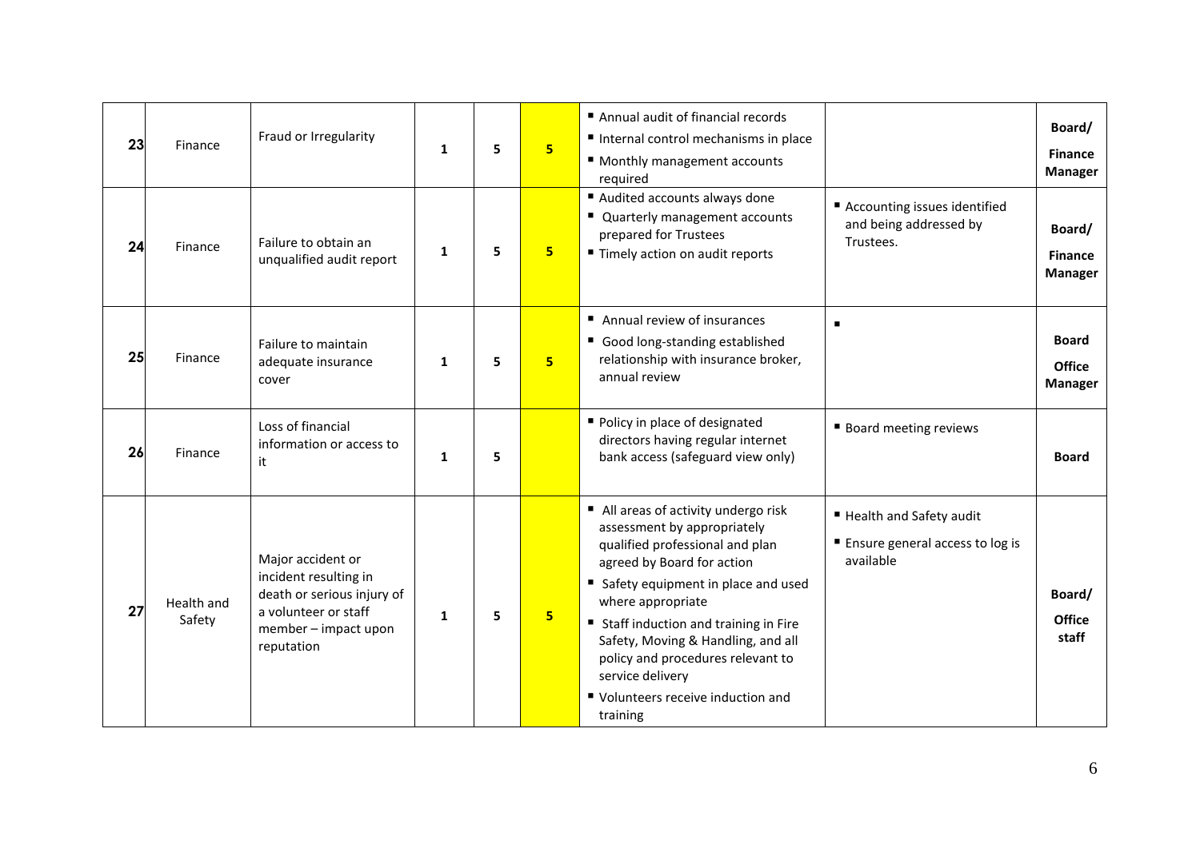| | | | | | | | | |
|---|---|---|---|---|---|---|---|---|
| **23** | Finance | Fraud or Irregularity | **1** | **5** | **5** | ▪ Annual audit of financial records<br>▪ Internal control mechanisms in place<br>▪ Monthly management accounts required | | **Board/ Finance Manager** |
| **24** | Finance | Failure to obtain an unqualified audit report | **1** | **5** | **5** | ▪ Audited accounts always done<br>▪ Quarterly management accounts prepared for Trustees<br>▪ Timely action on audit reports | ▪ Accounting issues identified and being addressed by Trustees. | **Board/ Finance Manager** |
| **25** | Finance | Failure to maintain adequate insurance cover | **1** | **5** | **5** | ▪ Annual review of insurances<br>▪ Good long-standing established relationship with insurance broker, annual review | ▪ | **Board Office Manager** |
| **26** | Finance | Loss of financial information or access to it | **1** | **5** | | ▪ Policy in place of designated directors having regular internet bank access (safeguard view only) | ▪ Board meeting reviews | **Board** |
| **27** | Health and Safety | Major accident or incident resulting in death or serious injury of a volunteer or staff member – impact upon reputation | **1** | **5** | **5** | ▪ All areas of activity undergo risk assessment by appropriately qualified professional and plan agreed by Board for action<br>▪ Safety equipment in place and used where appropriate<br>▪ Staff induction and training in Fire Safety, Moving & Handling, and all policy and procedures relevant to service delivery<br>▪ Volunteers receive induction and training | ▪ Health and Safety audit<br>▪ Ensure general access to log is available | **Board/ Office staff** |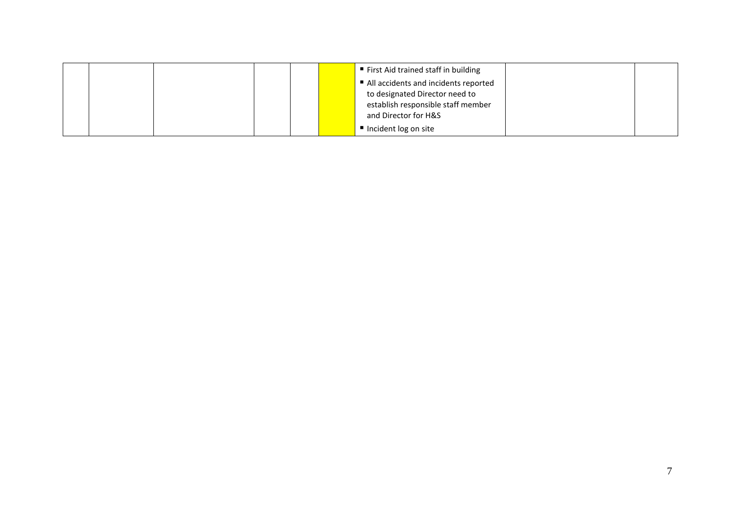| | | | | | | | | |
|---|---|---|---|---|---|---|---|---|
| | | | | | | ▪ First Aid trained staff in building<br>▪ All accidents and incidents reported to designated Director need to establish responsible staff member and Director for H&S<br>▪ Incident log on site | | |